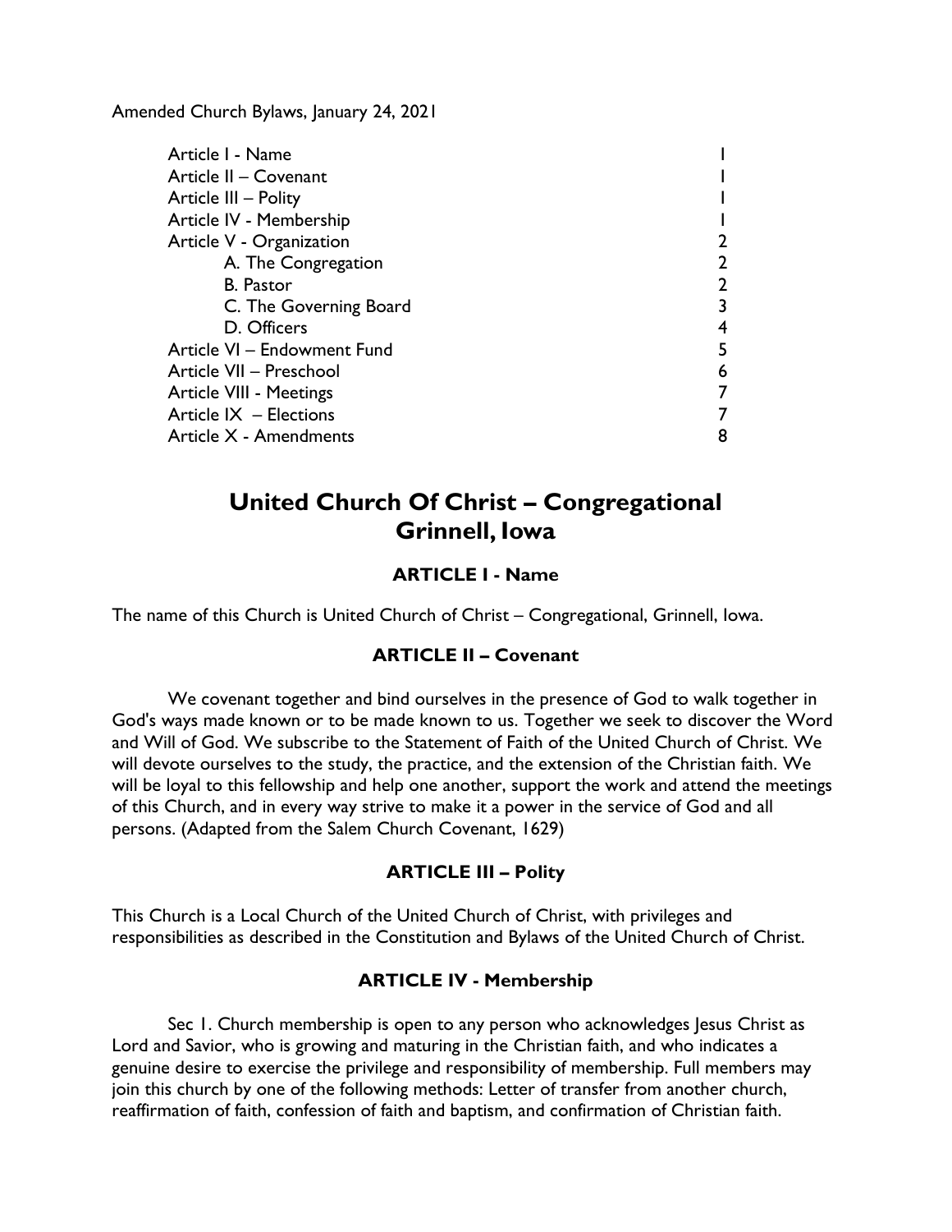Amended Church Bylaws, January 24, 2021

| | |
|---|---|
| Article I - Name | 1 |
| Article II – Covenant | 1 |
| Article III – Polity | 1 |
| Article IV - Membership | 1 |
| Article V - Organization | 2 |
| A. The Congregation | 2 |
| B. Pastor | 2 |
| C. The Governing Board | 3 |
| D. Officers | 4 |
| Article VI – Endowment Fund | 5 |
| Article VII – Preschool | 6 |
| Article VIII - Meetings | 7 |
| Article IX – Elections | 7 |
| Article X - Amendments | 8 |

# United Church Of Christ – Congregational
# Grinnell, Iowa

### ARTICLE I - Name

The name of this Church is United Church of Christ – Congregational, Grinnell, Iowa.

### ARTICLE II – Covenant

We covenant together and bind ourselves in the presence of God to walk together in God's ways made known or to be made known to us. Together we seek to discover the Word and Will of God. We subscribe to the Statement of Faith of the United Church of Christ. We will devote ourselves to the study, the practice, and the extension of the Christian faith. We will be loyal to this fellowship and help one another, support the work and attend the meetings of this Church, and in every way strive to make it a power in the service of God and all persons. (Adapted from the Salem Church Covenant, 1629)

### ARTICLE III – Polity

This Church is a Local Church of the United Church of Christ, with privileges and responsibilities as described in the Constitution and Bylaws of the United Church of Christ.

### ARTICLE IV - Membership

Sec 1. Church membership is open to any person who acknowledges Jesus Christ as Lord and Savior, who is growing and maturing in the Christian faith, and who indicates a genuine desire to exercise the privilege and responsibility of membership. Full members may join this church by one of the following methods: Letter of transfer from another church, reaffirmation of faith, confession of faith and baptism, and confirmation of Christian faith.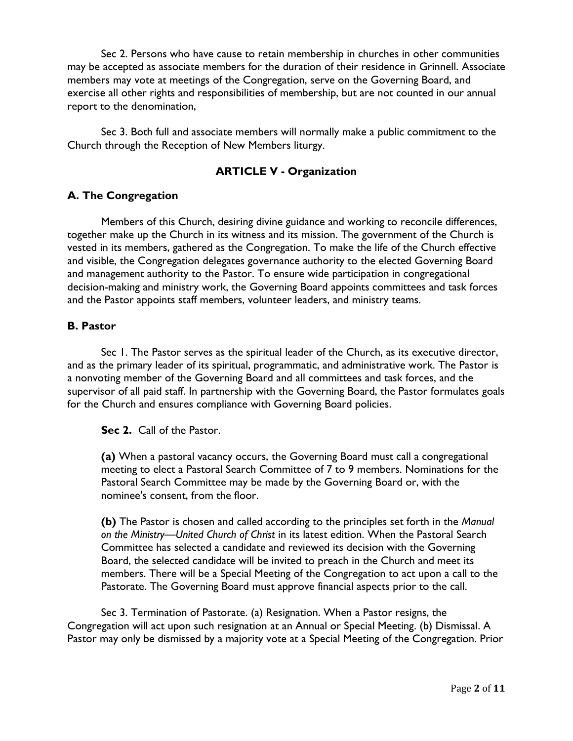Sec 2. Persons who have cause to retain membership in churches in other communities may be accepted as associate members for the duration of their residence in Grinnell. Associate members may vote at meetings of the Congregation, serve on the Governing Board, and exercise all other rights and responsibilities of membership, but are not counted in our annual report to the denomination,

Sec 3. Both full and associate members will normally make a public commitment to the Church through the Reception of New Members liturgy.

## ARTICLE V - Organization

### A. The Congregation

Members of this Church, desiring divine guidance and working to reconcile differences, together make up the Church in its witness and its mission. The government of the Church is vested in its members, gathered as the Congregation. To make the life of the Church effective and visible, the Congregation delegates governance authority to the elected Governing Board and management authority to the Pastor. To ensure wide participation in congregational decision-making and ministry work, the Governing Board appoints committees and task forces and the Pastor appoints staff members, volunteer leaders, and ministry teams.

### B. Pastor

Sec 1. The Pastor serves as the spiritual leader of the Church, as its executive director, and as the primary leader of its spiritual, programmatic, and administrative work. The Pastor is a nonvoting member of the Governing Board and all committees and task forces, and the supervisor of all paid staff. In partnership with the Governing Board, the Pastor formulates goals for the Church and ensures compliance with Governing Board policies.

**Sec 2.** Call of the Pastor.

**(a)** When a pastoral vacancy occurs, the Governing Board must call a congregational meeting to elect a Pastoral Search Committee of 7 to 9 members. Nominations for the Pastoral Search Committee may be made by the Governing Board or, with the nominee's consent, from the floor.

**(b)** The Pastor is chosen and called according to the principles set forth in the *Manual on the Ministry—United Church of Christ* in its latest edition. When the Pastoral Search Committee has selected a candidate and reviewed its decision with the Governing Board, the selected candidate will be invited to preach in the Church and meet its members. There will be a Special Meeting of the Congregation to act upon a call to the Pastorate. The Governing Board must approve financial aspects prior to the call.

Sec 3. Termination of Pastorate. (a) Resignation. When a Pastor resigns, the Congregation will act upon such resignation at an Annual or Special Meeting. (b) Dismissal. A Pastor may only be dismissed by a majority vote at a Special Meeting of the Congregation. Prior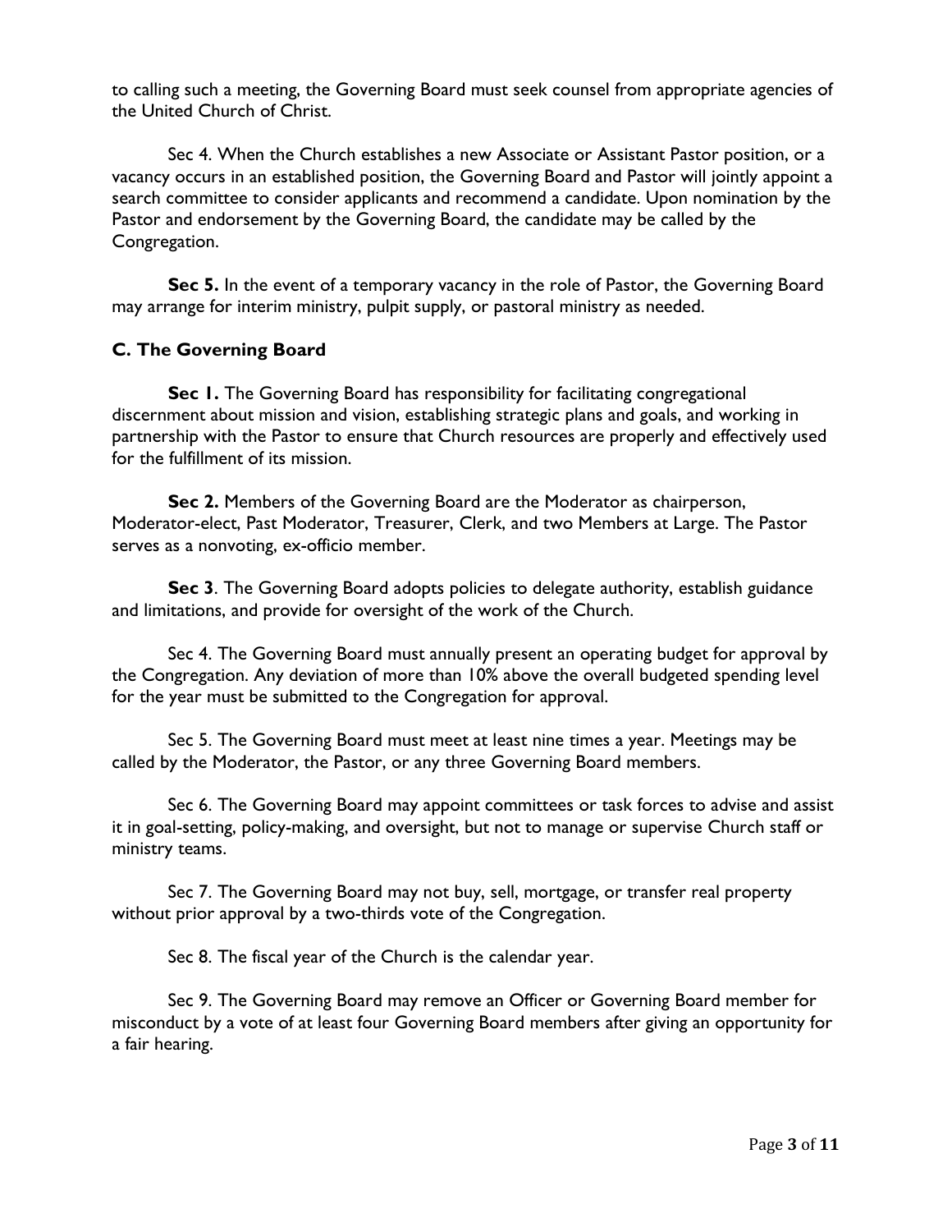to calling such a meeting, the Governing Board must seek counsel from appropriate agencies of the United Church of Christ.

Sec 4. When the Church establishes a new Associate or Assistant Pastor position, or a vacancy occurs in an established position, the Governing Board and Pastor will jointly appoint a search committee to consider applicants and recommend a candidate. Upon nomination by the Pastor and endorsement by the Governing Board, the candidate may be called by the Congregation.

**Sec 5.** In the event of a temporary vacancy in the role of Pastor, the Governing Board may arrange for interim ministry, pulpit supply, or pastoral ministry as needed.

### C. The Governing Board

**Sec 1.** The Governing Board has responsibility for facilitating congregational discernment about mission and vision, establishing strategic plans and goals, and working in partnership with the Pastor to ensure that Church resources are properly and effectively used for the fulfillment of its mission.

**Sec 2.** Members of the Governing Board are the Moderator as chairperson, Moderator-elect, Past Moderator, Treasurer, Clerk, and two Members at Large. The Pastor serves as a nonvoting, ex-officio member.

**Sec 3**. The Governing Board adopts policies to delegate authority, establish guidance and limitations, and provide for oversight of the work of the Church.

Sec 4. The Governing Board must annually present an operating budget for approval by the Congregation. Any deviation of more than 10% above the overall budgeted spending level for the year must be submitted to the Congregation for approval.

Sec 5. The Governing Board must meet at least nine times a year. Meetings may be called by the Moderator, the Pastor, or any three Governing Board members.

Sec 6. The Governing Board may appoint committees or task forces to advise and assist it in goal-setting, policy-making, and oversight, but not to manage or supervise Church staff or ministry teams.

Sec 7. The Governing Board may not buy, sell, mortgage, or transfer real property without prior approval by a two-thirds vote of the Congregation.

Sec 8. The fiscal year of the Church is the calendar year.

Sec 9. The Governing Board may remove an Officer or Governing Board member for misconduct by a vote of at least four Governing Board members after giving an opportunity for a fair hearing.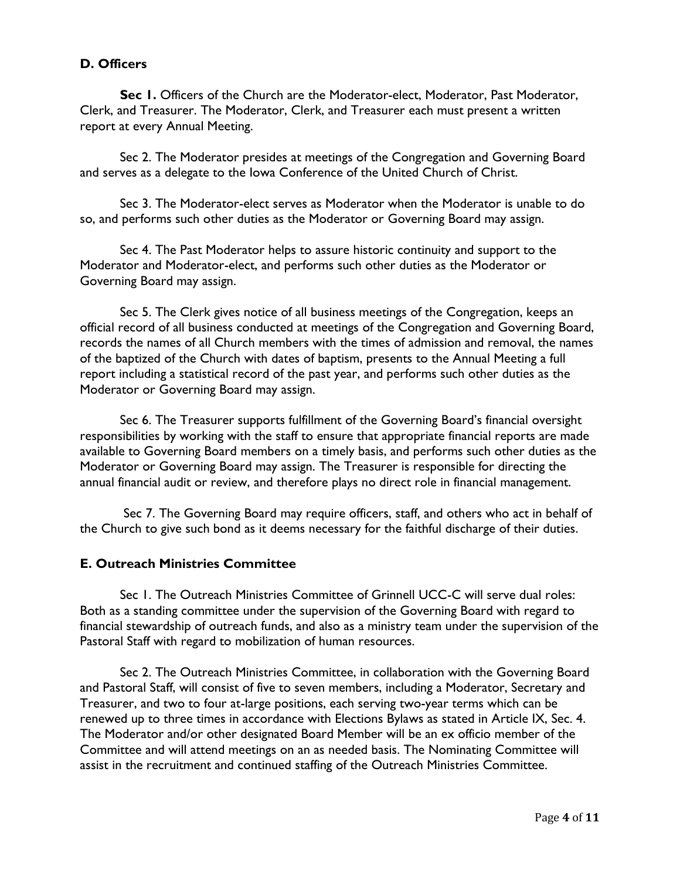### D. Officers

**Sec 1.** Officers of the Church are the Moderator-elect, Moderator, Past Moderator, Clerk, and Treasurer. The Moderator, Clerk, and Treasurer each must present a written report at every Annual Meeting.

Sec 2. The Moderator presides at meetings of the Congregation and Governing Board and serves as a delegate to the Iowa Conference of the United Church of Christ.

Sec 3. The Moderator-elect serves as Moderator when the Moderator is unable to do so, and performs such other duties as the Moderator or Governing Board may assign.

Sec 4. The Past Moderator helps to assure historic continuity and support to the Moderator and Moderator-elect, and performs such other duties as the Moderator or Governing Board may assign.

Sec 5. The Clerk gives notice of all business meetings of the Congregation, keeps an official record of all business conducted at meetings of the Congregation and Governing Board, records the names of all Church members with the times of admission and removal, the names of the baptized of the Church with dates of baptism, presents to the Annual Meeting a full report including a statistical record of the past year, and performs such other duties as the Moderator or Governing Board may assign.

Sec 6. The Treasurer supports fulfillment of the Governing Board's financial oversight responsibilities by working with the staff to ensure that appropriate financial reports are made available to Governing Board members on a timely basis, and performs such other duties as the Moderator or Governing Board may assign. The Treasurer is responsible for directing the annual financial audit or review, and therefore plays no direct role in financial management.

Sec 7. The Governing Board may require officers, staff, and others who act in behalf of the Church to give such bond as it deems necessary for the faithful discharge of their duties.

### E. Outreach Ministries Committee

Sec 1. The Outreach Ministries Committee of Grinnell UCC-C will serve dual roles: Both as a standing committee under the supervision of the Governing Board with regard to financial stewardship of outreach funds, and also as a ministry team under the supervision of the Pastoral Staff with regard to mobilization of human resources.

Sec 2. The Outreach Ministries Committee, in collaboration with the Governing Board and Pastoral Staff, will consist of five to seven members, including a Moderator, Secretary and Treasurer, and two to four at-large positions, each serving two-year terms which can be renewed up to three times in accordance with Elections Bylaws as stated in Article IX, Sec. 4. The Moderator and/or other designated Board Member will be an ex officio member of the Committee and will attend meetings on an as needed basis. The Nominating Committee will assist in the recruitment and continued staffing of the Outreach Ministries Committee.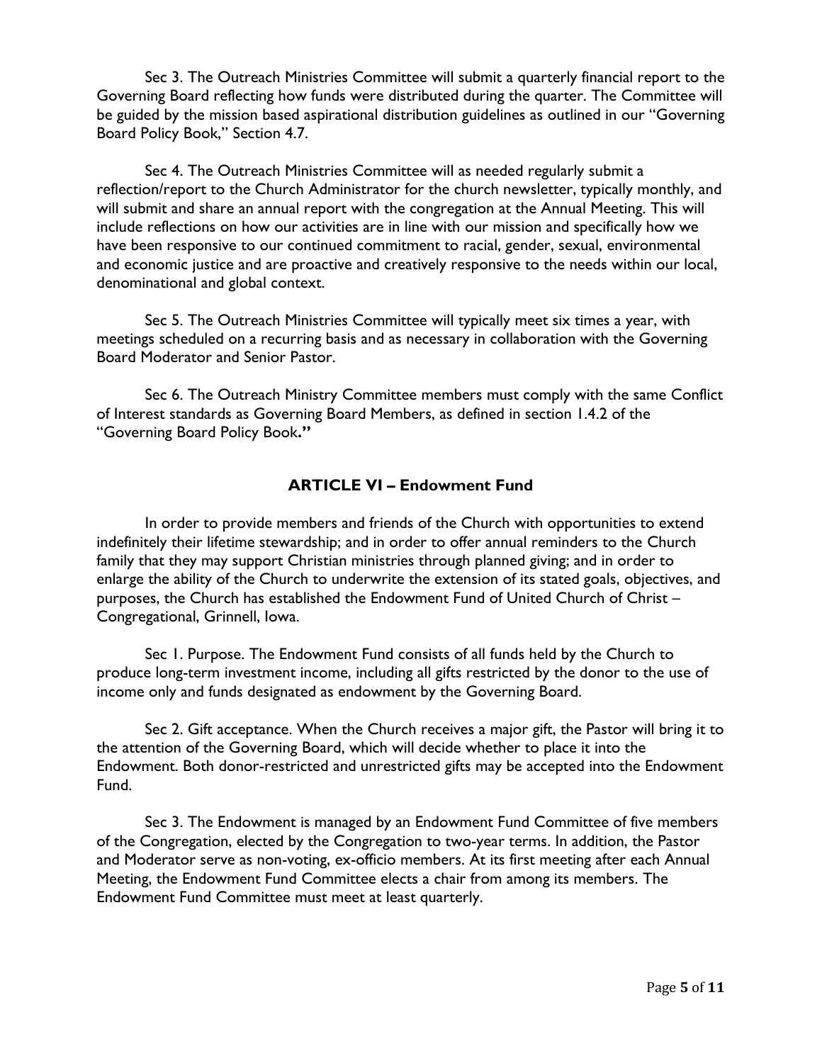Sec 3. The Outreach Ministries Committee will submit a quarterly financial report to the Governing Board reflecting how funds were distributed during the quarter. The Committee will be guided by the mission based aspirational distribution guidelines as outlined in our "Governing Board Policy Book," Section 4.7.

Sec 4. The Outreach Ministries Committee will as needed regularly submit a reflection/report to the Church Administrator for the church newsletter, typically monthly, and will submit and share an annual report with the congregation at the Annual Meeting. This will include reflections on how our activities are in line with our mission and specifically how we have been responsive to our continued commitment to racial, gender, sexual, environmental and economic justice and are proactive and creatively responsive to the needs within our local, denominational and global context.

Sec 5. The Outreach Ministries Committee will typically meet six times a year, with meetings scheduled on a recurring basis and as necessary in collaboration with the Governing Board Moderator and Senior Pastor.

Sec 6. The Outreach Ministry Committee members must comply with the same Conflict of Interest standards as Governing Board Members, as defined in section 1.4.2 of the "Governing Board Policy Book**."**

## ARTICLE VI – Endowment Fund

In order to provide members and friends of the Church with opportunities to extend indefinitely their lifetime stewardship; and in order to offer annual reminders to the Church family that they may support Christian ministries through planned giving; and in order to enlarge the ability of the Church to underwrite the extension of its stated goals, objectives, and purposes, the Church has established the Endowment Fund of United Church of Christ – Congregational, Grinnell, Iowa.

Sec 1. Purpose. The Endowment Fund consists of all funds held by the Church to produce long-term investment income, including all gifts restricted by the donor to the use of income only and funds designated as endowment by the Governing Board.

Sec 2. Gift acceptance. When the Church receives a major gift, the Pastor will bring it to the attention of the Governing Board, which will decide whether to place it into the Endowment. Both donor-restricted and unrestricted gifts may be accepted into the Endowment Fund.

Sec 3. The Endowment is managed by an Endowment Fund Committee of five members of the Congregation, elected by the Congregation to two-year terms. In addition, the Pastor and Moderator serve as non-voting, ex-officio members. At its first meeting after each Annual Meeting, the Endowment Fund Committee elects a chair from among its members. The Endowment Fund Committee must meet at least quarterly.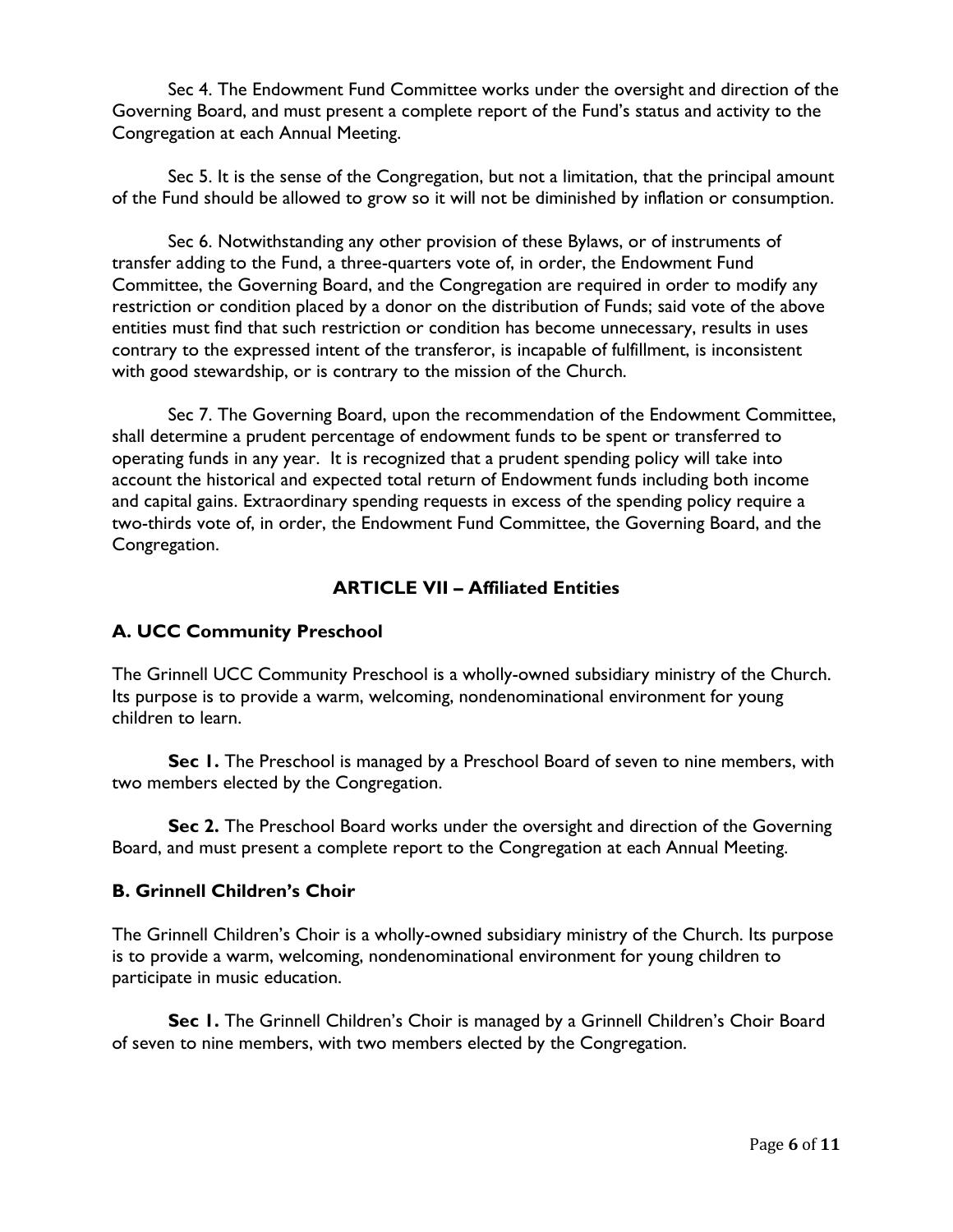Sec 4. The Endowment Fund Committee works under the oversight and direction of the Governing Board, and must present a complete report of the Fund's status and activity to the Congregation at each Annual Meeting.

Sec 5. It is the sense of the Congregation, but not a limitation, that the principal amount of the Fund should be allowed to grow so it will not be diminished by inflation or consumption.

Sec 6. Notwithstanding any other provision of these Bylaws, or of instruments of transfer adding to the Fund, a three-quarters vote of, in order, the Endowment Fund Committee, the Governing Board, and the Congregation are required in order to modify any restriction or condition placed by a donor on the distribution of Funds; said vote of the above entities must find that such restriction or condition has become unnecessary, results in uses contrary to the expressed intent of the transferor, is incapable of fulfillment, is inconsistent with good stewardship, or is contrary to the mission of the Church.

Sec 7. The Governing Board, upon the recommendation of the Endowment Committee, shall determine a prudent percentage of endowment funds to be spent or transferred to operating funds in any year. It is recognized that a prudent spending policy will take into account the historical and expected total return of Endowment funds including both income and capital gains. Extraordinary spending requests in excess of the spending policy require a two-thirds vote of, in order, the Endowment Fund Committee, the Governing Board, and the Congregation.

## ARTICLE VII – Affiliated Entities

### A. UCC Community Preschool

The Grinnell UCC Community Preschool is a wholly-owned subsidiary ministry of the Church. Its purpose is to provide a warm, welcoming, nondenominational environment for young children to learn.

**Sec 1.** The Preschool is managed by a Preschool Board of seven to nine members, with two members elected by the Congregation.

**Sec 2.** The Preschool Board works under the oversight and direction of the Governing Board, and must present a complete report to the Congregation at each Annual Meeting.

### B. Grinnell Children's Choir

The Grinnell Children's Choir is a wholly-owned subsidiary ministry of the Church. Its purpose is to provide a warm, welcoming, nondenominational environment for young children to participate in music education.

**Sec 1.** The Grinnell Children's Choir is managed by a Grinnell Children's Choir Board of seven to nine members, with two members elected by the Congregation.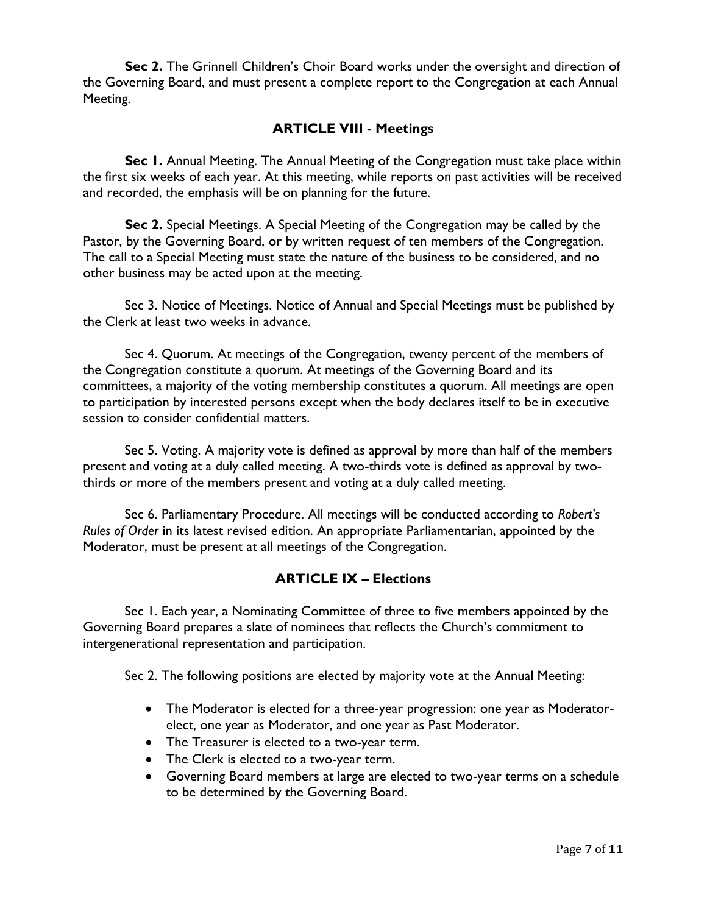**Sec 2.** The Grinnell Children's Choir Board works under the oversight and direction of the Governing Board, and must present a complete report to the Congregation at each Annual Meeting.

## ARTICLE VIII - Meetings

**Sec 1.** Annual Meeting. The Annual Meeting of the Congregation must take place within the first six weeks of each year. At this meeting, while reports on past activities will be received and recorded, the emphasis will be on planning for the future.

**Sec 2.** Special Meetings. A Special Meeting of the Congregation may be called by the Pastor, by the Governing Board, or by written request of ten members of the Congregation. The call to a Special Meeting must state the nature of the business to be considered, and no other business may be acted upon at the meeting.

Sec 3. Notice of Meetings. Notice of Annual and Special Meetings must be published by the Clerk at least two weeks in advance.

Sec 4. Quorum. At meetings of the Congregation, twenty percent of the members of the Congregation constitute a quorum. At meetings of the Governing Board and its committees, a majority of the voting membership constitutes a quorum. All meetings are open to participation by interested persons except when the body declares itself to be in executive session to consider confidential matters.

Sec 5. Voting. A majority vote is defined as approval by more than half of the members present and voting at a duly called meeting. A two-thirds vote is defined as approval by two-thirds or more of the members present and voting at a duly called meeting.

Sec 6. Parliamentary Procedure. All meetings will be conducted according to *Robert's Rules of Order* in its latest revised edition. An appropriate Parliamentarian, appointed by the Moderator, must be present at all meetings of the Congregation.

## ARTICLE IX – Elections

Sec 1. Each year, a Nominating Committee of three to five members appointed by the Governing Board prepares a slate of nominees that reflects the Church's commitment to intergenerational representation and participation.

Sec 2. The following positions are elected by majority vote at the Annual Meeting:

- The Moderator is elected for a three-year progression: one year as Moderator-elect, one year as Moderator, and one year as Past Moderator.
- The Treasurer is elected to a two-year term.
- The Clerk is elected to a two-year term.
- Governing Board members at large are elected to two-year terms on a schedule to be determined by the Governing Board.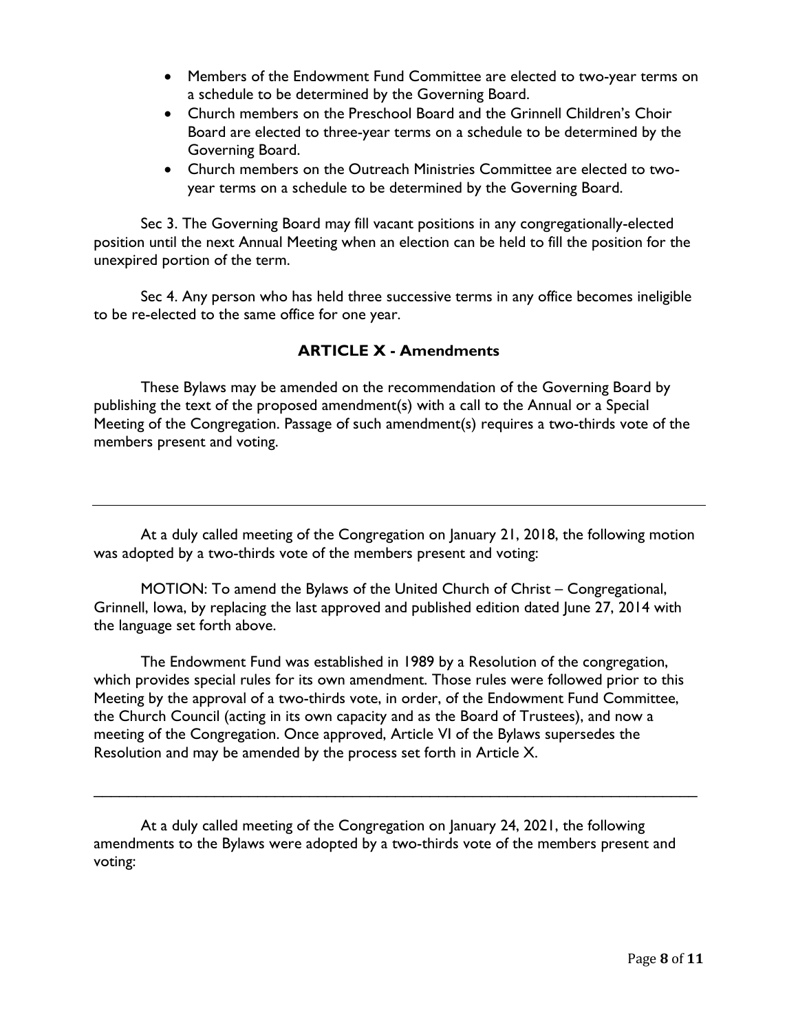- Members of the Endowment Fund Committee are elected to two-year terms on a schedule to be determined by the Governing Board.
- Church members on the Preschool Board and the Grinnell Children's Choir Board are elected to three-year terms on a schedule to be determined by the Governing Board.
- Church members on the Outreach Ministries Committee are elected to two-year terms on a schedule to be determined by the Governing Board.

Sec 3. The Governing Board may fill vacant positions in any congregationally-elected position until the next Annual Meeting when an election can be held to fill the position for the unexpired portion of the term.

Sec 4. Any person who has held three successive terms in any office becomes ineligible to be re-elected to the same office for one year.

## ARTICLE X - Amendments

These Bylaws may be amended on the recommendation of the Governing Board by publishing the text of the proposed amendment(s) with a call to the Annual or a Special Meeting of the Congregation. Passage of such amendment(s) requires a two-thirds vote of the members present and voting.

---

At a duly called meeting of the Congregation on January 21, 2018, the following motion was adopted by a two-thirds vote of the members present and voting:

MOTION: To amend the Bylaws of the United Church of Christ – Congregational, Grinnell, Iowa, by replacing the last approved and published edition dated June 27, 2014 with the language set forth above.

The Endowment Fund was established in 1989 by a Resolution of the congregation, which provides special rules for its own amendment. Those rules were followed prior to this Meeting by the approval of a two-thirds vote, in order, of the Endowment Fund Committee, the Church Council (acting in its own capacity and as the Board of Trustees), and now a meeting of the Congregation. Once approved, Article VI of the Bylaws supersedes the Resolution and may be amended by the process set forth in Article X.

---

At a duly called meeting of the Congregation on January 24, 2021, the following amendments to the Bylaws were adopted by a two-thirds vote of the members present and voting: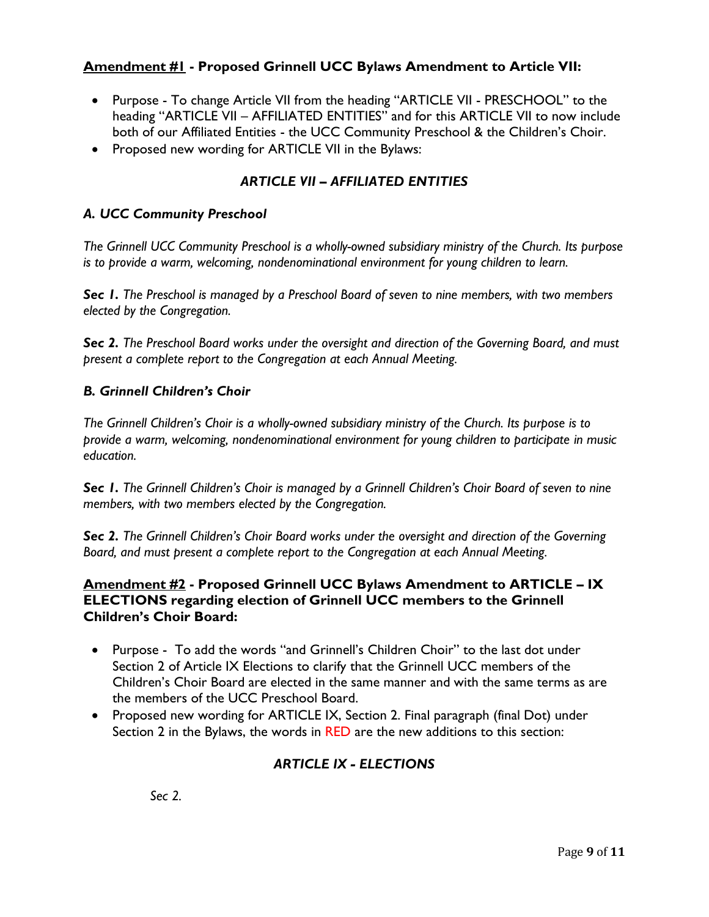## **<u>Amendment #1</u> - Proposed Grinnell UCC Bylaws Amendment to Article VII:**

- Purpose - To change Article VII from the heading "ARTICLE VII - PRESCHOOL" to the heading "ARTICLE VII – AFFILIATED ENTITIES" and for this ARTICLE VII to now include both of our Affiliated Entities - the UCC Community Preschool & the Children's Choir.
- Proposed new wording for ARTICLE VII in the Bylaws:

### *ARTICLE VII – AFFILIATED ENTITIES*

#### *A. UCC Community Preschool*

*The Grinnell UCC Community Preschool is a wholly-owned subsidiary ministry of the Church. Its purpose is to provide a warm, welcoming, nondenominational environment for young children to learn.*

***Sec 1.*** *The Preschool is managed by a Preschool Board of seven to nine members, with two members elected by the Congregation.*

***Sec 2.*** *The Preschool Board works under the oversight and direction of the Governing Board, and must present a complete report to the Congregation at each Annual Meeting.*

#### *B. Grinnell Children's Choir*

*The Grinnell Children's Choir is a wholly-owned subsidiary ministry of the Church. Its purpose is to provide a warm, welcoming, nondenominational environment for young children to participate in music education.*

***Sec 1.*** *The Grinnell Children's Choir is managed by a Grinnell Children's Choir Board of seven to nine members, with two members elected by the Congregation.*

***Sec 2.*** *The Grinnell Children's Choir Board works under the oversight and direction of the Governing Board, and must present a complete report to the Congregation at each Annual Meeting.*

## **<u>Amendment #2</u> - Proposed Grinnell UCC Bylaws Amendment to ARTICLE – IX ELECTIONS regarding election of Grinnell UCC members to the Grinnell Children's Choir Board:**

- Purpose - To add the words "and Grinnell's Children Choir" to the last dot under Section 2 of Article IX Elections to clarify that the Grinnell UCC members of the Children's Choir Board are elected in the same manner and with the same terms as are the members of the UCC Preschool Board.
- Proposed new wording for ARTICLE IX, Section 2. Final paragraph (final Dot) under Section 2 in the Bylaws, the words in RED are the new additions to this section:

### *ARTICLE IX - ELECTIONS*

*Sec 2.*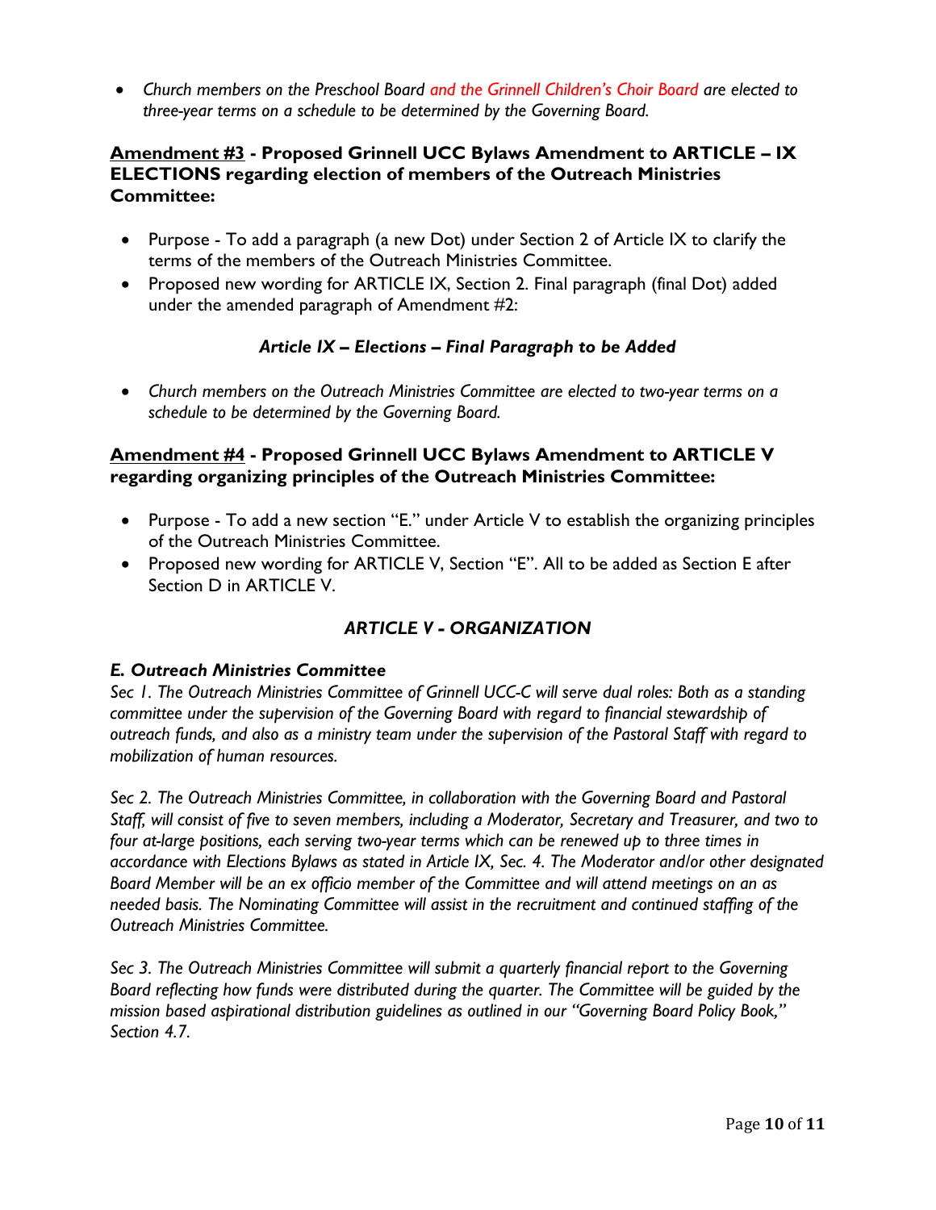- *Church members on the Preschool Board and the Grinnell Children's Choir Board are elected to three-year terms on a schedule to be determined by the Governing Board.*

**Amendment #3 - Proposed Grinnell UCC Bylaws Amendment to ARTICLE – IX ELECTIONS regarding election of members of the Outreach Ministries Committee:**

- Purpose - To add a paragraph (a new Dot) under Section 2 of Article IX to clarify the terms of the members of the Outreach Ministries Committee.
- Proposed new wording for ARTICLE IX, Section 2. Final paragraph (final Dot) added under the amended paragraph of Amendment #2:

***Article IX – Elections – Final Paragraph to be Added***

- *Church members on the Outreach Ministries Committee are elected to two-year terms on a schedule to be determined by the Governing Board.*

**Amendment #4 - Proposed Grinnell UCC Bylaws Amendment to ARTICLE V regarding organizing principles of the Outreach Ministries Committee:**

- Purpose - To add a new section "E." under Article V to establish the organizing principles of the Outreach Ministries Committee.
- Proposed new wording for ARTICLE V, Section "E". All to be added as Section E after Section D in ARTICLE V.

***ARTICLE V - ORGANIZATION***

***E. Outreach Ministries Committee***

*Sec 1. The Outreach Ministries Committee of Grinnell UCC-C will serve dual roles: Both as a standing committee under the supervision of the Governing Board with regard to financial stewardship of outreach funds, and also as a ministry team under the supervision of the Pastoral Staff with regard to mobilization of human resources.*

*Sec 2. The Outreach Ministries Committee, in collaboration with the Governing Board and Pastoral Staff, will consist of five to seven members, including a Moderator, Secretary and Treasurer, and two to four at-large positions, each serving two-year terms which can be renewed up to three times in accordance with Elections Bylaws as stated in Article IX, Sec. 4. The Moderator and/or other designated Board Member will be an ex officio member of the Committee and will attend meetings on an as needed basis. The Nominating Committee will assist in the recruitment and continued staffing of the Outreach Ministries Committee.*

*Sec 3. The Outreach Ministries Committee will submit a quarterly financial report to the Governing Board reflecting how funds were distributed during the quarter. The Committee will be guided by the mission based aspirational distribution guidelines as outlined in our "Governing Board Policy Book," Section 4.7.*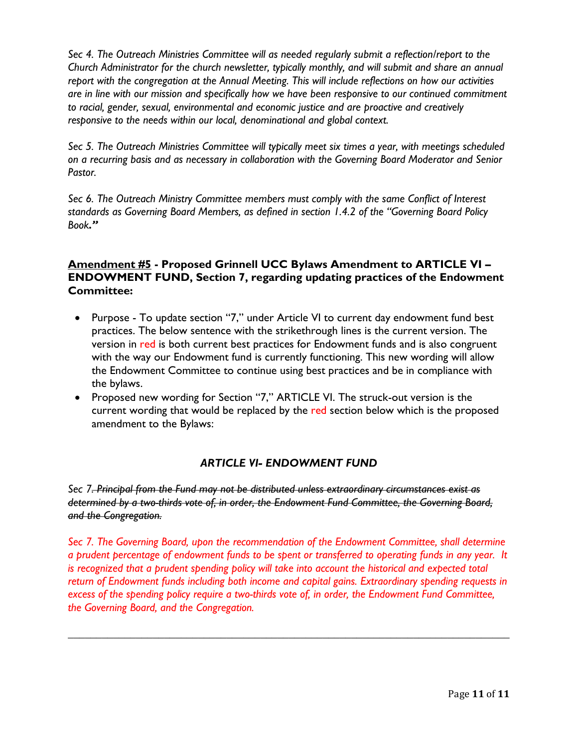*Sec 4. The Outreach Ministries Committee will as needed regularly submit a reflection/report to the Church Administrator for the church newsletter, typically monthly, and will submit and share an annual report with the congregation at the Annual Meeting. This will include reflections on how our activities are in line with our mission and specifically how we have been responsive to our continued commitment to racial, gender, sexual, environmental and economic justice and are proactive and creatively responsive to the needs within our local, denominational and global context.*

*Sec 5. The Outreach Ministries Committee will typically meet six times a year, with meetings scheduled on a recurring basis and as necessary in collaboration with the Governing Board Moderator and Senior Pastor.*

*Sec 6. The Outreach Ministry Committee members must comply with the same Conflict of Interest standards as Governing Board Members, as defined in section 1.4.2 of the "Governing Board Policy Book."*

### <u>Amendment #5</u> - Proposed Grinnell UCC Bylaws Amendment to ARTICLE VI – ENDOWMENT FUND, Section 7, regarding updating practices of the Endowment Committee:

- Purpose - To update section "7," under Article VI to current day endowment fund best practices. The below sentence with the strikethrough lines is the current version. The version in red is both current best practices for Endowment funds and is also congruent with the way our Endowment fund is currently functioning. This new wording will allow the Endowment Committee to continue using best practices and be in compliance with the bylaws.
- Proposed new wording for Section "7," ARTICLE VI. The struck-out version is the current wording that would be replaced by the red section below which is the proposed amendment to the Bylaws:

#### *ARTICLE VI- ENDOWMENT FUND*

*Sec 7~~. Principal from the Fund may not be distributed unless extraordinary circumstances exist as determined by a two-thirds vote of, in order, the Endowment Fund Committee, the Governing Board, and the Congregation.~~*

*Sec 7. The Governing Board, upon the recommendation of the Endowment Committee, shall determine a prudent percentage of endowment funds to be spent or transferred to operating funds in any year. It is recognized that a prudent spending policy will take into account the historical and expected total return of Endowment funds including both income and capital gains. Extraordinary spending requests in excess of the spending policy require a two-thirds vote of, in order, the Endowment Fund Committee, the Governing Board, and the Congregation.*

---